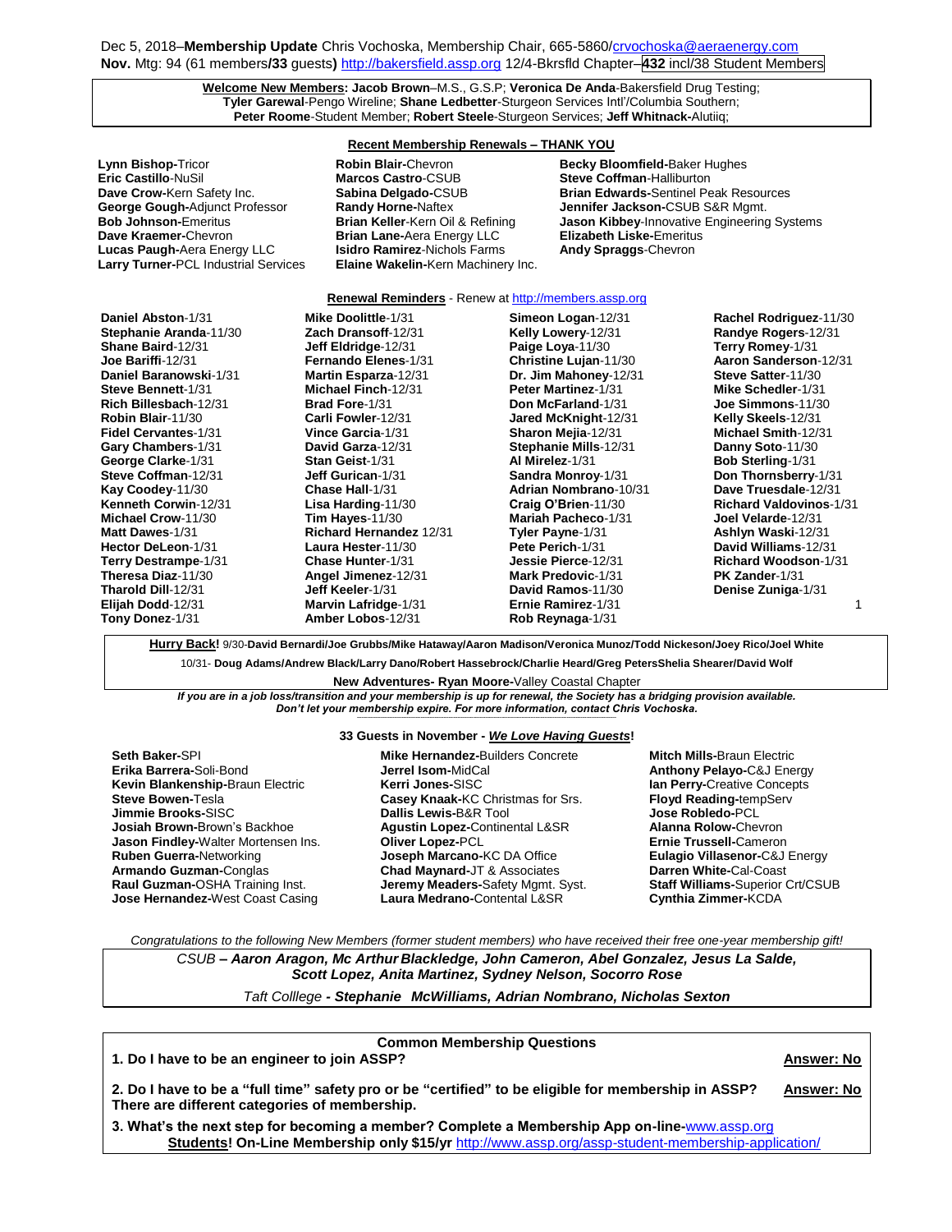Dec 5, 2018–**Membership Update** Chris Vochoska, Membership Chair, 665-5860/crvochoska@aeraenergy.com
**Nov.** Mtg: 94 (61 members**/33** guests**)** http://bakersfield.assp.org 12/4-Bkrsfld Chapter–**432** incl/38 Student Members

**Welcome New Members: Jacob Brown**–M.S., G.S.P; **Veronica De Anda**-Bakersfield Drug Testing; **Tyler Garewal**-Pengo Wireline; **Shane Ledbetter**-Sturgeon Services Intl'/Columbia Southern; **Peter Roome**-Student Member; **Robert Steele**-Sturgeon Services; **Jeff Whitnack-**Alutiiq;

## Recent Membership Renewals – THANK YOU

**Lynn Bishop-**Tricor
**Eric Castillo**-NuSil
**Dave Crow-**Kern Safety Inc.
**George Gough-**Adjunct Professor
**Bob Johnson-**Emeritus
**Dave Kraemer-**Chevron
**Lucas Paugh-**Aera Energy LLC
**Larry Turner-**PCL Industrial Services
**Robin Blair-**Chevron
**Marcos Castro**-CSUB
**Sabina Delgado-**CSUB
**Randy Horne-**Naftex
**Brian Keller**-Kern Oil & Refining
**Brian Lane-**Aera Energy LLC
**Isidro Ramirez**-Nichols Farms
**Elaine Wakelin-**Kern Machinery Inc.
**Becky Bloomfield-**Baker Hughes
**Steve Coffman**-Halliburton
**Brian Edwards-**Sentinel Peak Resources
**Jennifer Jackson-**CSUB S&R Mgmt.
**Jason Kibbey**-Innovative Engineering Systems
**Elizabeth Liske-**Emeritus
**Andy Spraggs-**Chevron

## Renewal Reminders - Renew at http://members.assp.org

**Daniel Abston**-1/31
**Stephanie Aranda**-11/30
**Shane Baird**-12/31
**Joe Bariffi**-12/31
**Daniel Baranowski**-1/31
**Steve Bennett**-1/31
**Rich Billesbach**-12/31
**Robin Blair**-11/30
**Fidel Cervantes**-1/31
**Gary Chambers**-1/31
**George Clarke**-1/31
**Steve Coffman**-12/31
**Kay Coodey**-11/30
**Kenneth Corwin**-12/31
**Michael Crow**-11/30
**Matt Dawes**-1/31
**Hector DeLeon**-1/31
**Terry Destrampe**-1/31
**Theresa Diaz**-11/30
**Tharold Dill**-12/31
**Elijah Dodd**-12/31
**Tony Donez**-1/31
**Mike Doolittle**-1/31
**Zach Dransoff**-12/31
**Jeff Eldridge**-12/31
**Fernando Elenes**-1/31
**Martin Esparza**-12/31
**Michael Finch**-12/31
**Brad Fore**-1/31
**Carli Fowler**-12/31
**Vince Garcia**-1/31
**David Garza**-12/31
**Stan Geist**-1/31
**Jeff Gurican**-1/31
**Chase Hall**-1/31
**Lisa Harding**-11/30
**Tim Hayes**-11/30
**Richard Hernandez** 12/31
**Laura Hester**-11/30
**Chase Hunter**-1/31
**Angel Jimenez**-12/31
**Jeff Keeler**-1/31
**Marvin Lafridge**-1/31
**Amber Lobos**-12/31
**Simeon Logan**-12/31
**Kelly Lowery**-12/31
**Paige Loya**-11/30
**Christine Lujan**-11/30
**Dr. Jim Mahoney**-12/31
**Peter Martinez**-1/31
**Don McFarland**-1/31
**Jared McKnight**-12/31
**Sharon Mejia**-12/31
**Stephanie Mills**-12/31
**Al Mirelez**-1/31
**Sandra Monroy**-1/31
**Adrian Nombrano**-10/31
**Craig O'Brien**-11/30
**Mariah Pacheco**-1/31
**Tyler Payne**-1/31
**Pete Perich**-1/31
**Jessie Pierce**-12/31
**Mark Predovic**-1/31
**David Ramos**-11/30
**Ernie Ramirez**-1/31
**Rob Reynaga**-1/31
**Rachel Rodriguez**-11/30
**Randye Rogers**-12/31
**Terry Romey**-1/31
**Aaron Sanderson**-12/31
**Steve Satter**-11/30
**Mike Schedler**-1/31
**Joe Simmons**-11/30
**Kelly Skeels**-12/31
**Michael Smith**-12/31
**Danny Soto**-11/30
**Bob Sterling**-1/31
**Don Thornsberry**-1/31
**Dave Truesdale**-12/31
**Richard Valdovinos**-1/31
**Joel Velarde**-12/31
**Ashlyn Waski**-12/31
**David Williams**-12/31
**Richard Woodson**-1/31
**PK Zander**-1/31
**Denise Zuniga**-1/31

**Hurry Back!** 9/30-**David Bernardi/Joe Grubbs/Mike Hataway/Aaron Madison/Veronica Munoz/Todd Nickeson/Joey Rico/Joel White**

10/31- **Doug Adams/Andrew Black/Larry Dano/Robert Hassebrock/Charlie Heard/Greg PetersShelia Shearer/David Wolf**

**New Adventures- Ryan Moore-**Valley Coastal Chapter

***If you are in a job loss/transition and your membership is up for renewal, the Society has a bridging provision available. Don't let your membership expire. For more information, contact Chris Vochoska.***

## 33 Guests in November - *We Love Having Guests*!

**Seth Baker-**SPI
**Erika Barrera-**Soli-Bond
**Kevin Blankenship-**Braun Electric
**Steve Bowen-**Tesla
**Jimmie Brooks-**SISC
**Josiah Brown-**Brown's Backhoe
**Jason Findley-**Walter Mortensen Ins.
**Ruben Guerra-**Networking
**Armando Guzman-**Conglas
**Raul Guzman-**OSHA Training Inst.
**Jose Hernandez-**West Coast Casing
**Mike Hernandez-**Builders Concrete
**Jerrel Isom-**MidCal
**Kerri Jones-**SISC
**Casey Knaak-**KC Christmas for Srs.
**Dallis Lewis-**B&R Tool
**Agustin Lopez-**Continental L&SR
**Oliver Lopez-**PCL
**Joseph Marcano-**KC DA Office
**Chad Maynard-**JT & Associates
**Jeremy Meaders-**Safety Mgmt. Syst.
**Laura Medrano-**Contental L&SR
**Mitch Mills-**Braun Electric
**Anthony Pelayo-**C&J Energy
**Ian Perry-**Creative Concepts
**Floyd Reading-**tempServ
**Jose Robledo-**PCL
**Alanna Rolow-**Chevron
**Ernie Trussell-**Cameron
**Eulagio Villasenor-**C&J Energy
**Darren White-**Cal-Coast
**Staff Williams-**Superior Crt/CSUB
**Cynthia Zimmer-**KCDA

*Congratulations to the following New Members (former student members) who have received their free one-year membership gift!*

*CSUB* ***– Aaron Aragon, Mc Arthur Blackledge, John Cameron, Abel Gonzalez, Jesus La Salde, Scott Lopez, Anita Martinez, Sydney Nelson, Socorro Rose***

*Taft Colllege* ***- Stephanie McWilliams, Adrian Nombrano, Nicholas Sexton***

## Common Membership Questions

**1. Do I have to be an engineer to join ASSP?** **Answer: No**

**2. Do I have to be a "full time" safety pro or be "certified" to be eligible for membership in ASSP? There are different categories of membership.** **Answer: No**

**3. What's the next step for becoming a member? Complete a Membership App on-line-**www.assp.org
**Students! On-Line Membership only $15/yr** http://www.assp.org/assp-student-membership-application/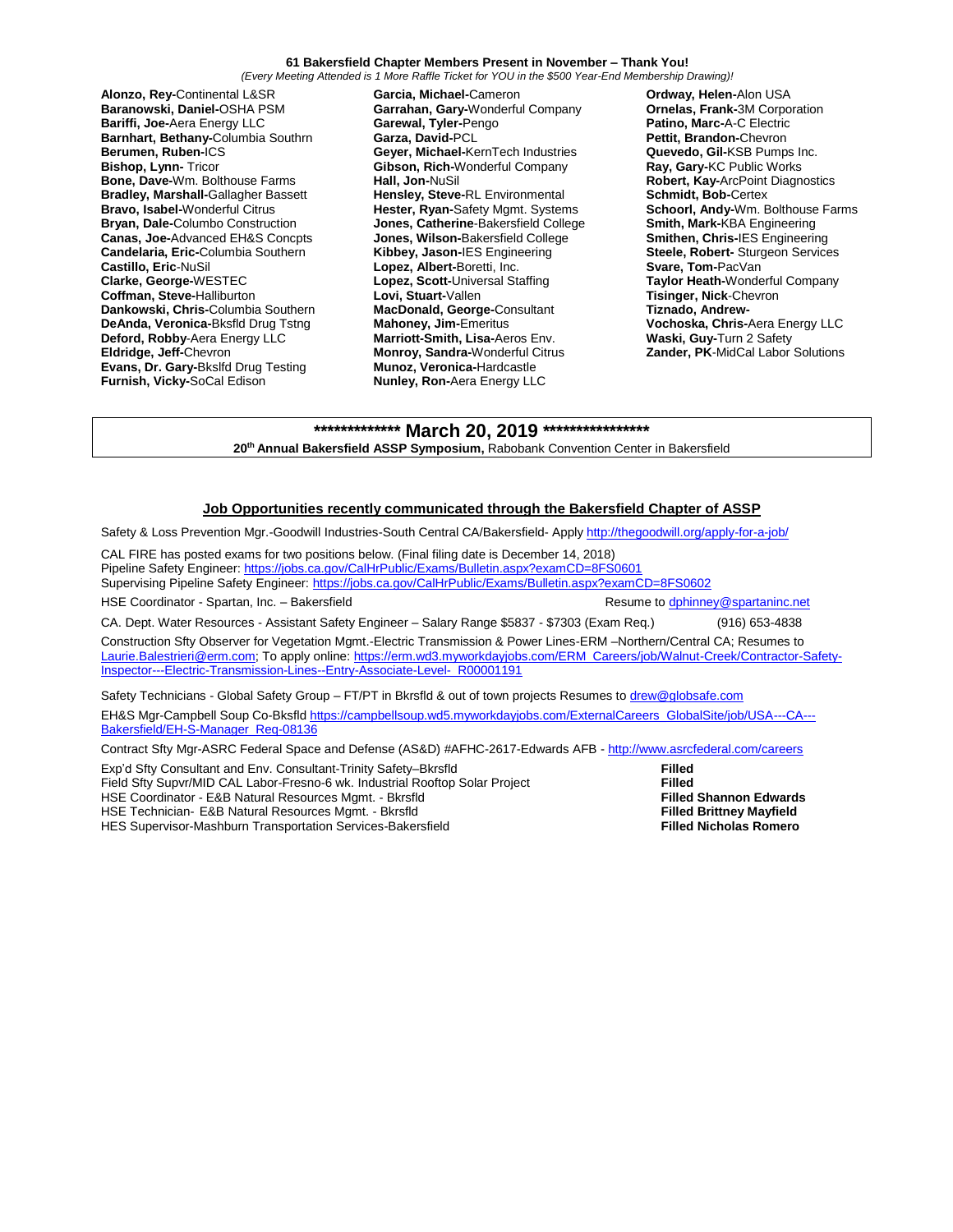**61 Bakersfield Chapter Members Present in November – Thank You!**

*(Every Meeting Attended is 1 More Raffle Ticket for YOU in the $500 Year-End Membership Drawing)!*

**Alonzo, Rey-**Continental L&SR
**Baranowski, Daniel-**OSHA PSM
**Bariffi, Joe-**Aera Energy LLC
**Barnhart, Bethany-**Columbia Southrn
**Berumen, Ruben-**ICS
**Bishop, Lynn-** Tricor
**Bone, Dave-**Wm. Bolthouse Farms
**Bradley, Marshall-**Gallagher Bassett
**Bravo, Isabel-**Wonderful Citrus
**Bryan, Dale-**Columbo Construction
**Canas, Joe-**Advanced EH&S Concpts
**Candelaria, Eric-**Columbia Southern
**Castillo, Eric**-NuSil
**Clarke, George-**WESTEC
**Coffman, Steve-**Halliburton
**Dankowski, Chris-**Columbia Southern
**DeAnda, Veronica-**Bksfld Drug Tstng
**Deford, Robby**-Aera Energy LLC
**Eldridge, Jeff-**Chevron
**Evans, Dr. Gary-**Bkslfd Drug Testing
**Furnish, Vicky-**SoCal Edison
**Garcia, Michael-**Cameron
**Garrahan, Gary-**Wonderful Company
**Garewal, Tyler-**Pengo
**Garza, David-**PCL
**Geyer, Michael-**KernTech Industries
**Gibson, Rich-**Wonderful Company
**Hall, Jon-**NuSil
**Hensley, Steve-**RL Environmental
**Hester, Ryan-**Safety Mgmt. Systems
**Jones, Catherine**-Bakersfield College
**Jones, Wilson-**Bakersfield College
**Kibbey, Jason-**IES Engineering
**Lopez, Albert-**Boretti, Inc.
**Lopez, Scott-**Universal Staffing
**Lovi, Stuart-**Vallen
**MacDonald, George-**Consultant
**Mahoney, Jim-**Emeritus
**Marriott-Smith, Lisa-**Aeros Env.
**Monroy, Sandra-**Wonderful Citrus
**Munoz, Veronica-**Hardcastle
**Nunley, Ron-**Aera Energy LLC
**Ordway, Helen-**Alon USA
**Ornelas, Frank-**3M Corporation
**Patino, Marc-**A-C Electric
**Pettit, Brandon-**Chevron
**Quevedo, Gil-**KSB Pumps Inc.
**Ray, Gary-**KC Public Works
**Robert, Kay-**ArcPoint Diagnostics
**Schmidt, Bob-**Certex
**Schoorl, Andy-**Wm. Bolthouse Farms
**Smith, Mark-**KBA Engineering
**Smithen, Chris-**IES Engineering
**Steele, Robert-** Sturgeon Services
**Svare, Tom-**PacVan
**Taylor Heath-**Wonderful Company
**Tisinger, Nick**-Chevron
**Tiznado, Andrew-**
**Vochoska, Chris-**Aera Energy LLC
**Waski, Guy-**Turn 2 Safety
**Zander, PK**-MidCal Labor Solutions

**\*\*\*\*\*\*\*\*\*\*\*\*\* March 20, 2019 \*\*\*\*\*\*\*\*\*\*\*\*\*\*\*\***

**20th Annual Bakersfield ASSP Symposium,** Rabobank Convention Center in Bakersfield

## Job Opportunities recently communicated through the Bakersfield Chapter of ASSP

Safety & Loss Prevention Mgr.-Goodwill Industries-South Central CA/Bakersfield- Apply http://thegoodwill.org/apply-for-a-job/

CAL FIRE has posted exams for two positions below. (Final filing date is December 14, 2018)
Pipeline Safety Engineer: https://jobs.ca.gov/CalHrPublic/Exams/Bulletin.aspx?examCD=8FS0601
Supervising Pipeline Safety Engineer: https://jobs.ca.gov/CalHrPublic/Exams/Bulletin.aspx?examCD=8FS0602

HSE Coordinator - Spartan, Inc. – Bakersfield — Resume to dphinney@spartaninc.net

CA. Dept. Water Resources - Assistant Safety Engineer – Salary Range $5837 - $7303 (Exam Req.) — (916) 653-4838

Construction Sfty Observer for Vegetation Mgmt.-Electric Transmission & Power Lines-ERM –Northern/Central CA; Resumes to Laurie.Balestrieri@erm.com; To apply online: https://erm.wd3.myworkdayjobs.com/ERM_Careers/job/Walnut-Creek/Contractor-Safety-Inspector---Electric-Transmission-Lines--Entry-Associate-Level-_R00001191

Safety Technicians - Global Safety Group – FT/PT in Bkrsfld & out of town projects Resumes to drew@globsafe.com

EH&S Mgr-Campbell Soup Co-Bksfld https://campbellsoup.wd5.myworkdayjobs.com/ExternalCareers_GlobalSite/job/USA---CA---Bakersfield/EH-S-Manager_Req-08136

Contract Sfty Mgr-ASRC Federal Space and Defense (AS&D) #AFHC-2617-Edwards AFB - http://www.asrcfederal.com/careers

| | |
|---|---|
| Exp'd Sfty Consultant and Env. Consultant-Trinity Safety–Bkrsfld | **Filled** |
| Field Sfty Supvr/MID CAL Labor-Fresno-6 wk. Industrial Rooftop Solar Project | **Filled** |
| HSE Coordinator - E&B Natural Resources Mgmt. - Bkrsfld | **Filled Shannon Edwards** |
| HSE Technician- E&B Natural Resources Mgmt. - Bkrsfld | **Filled Brittney Mayfield** |
| HES Supervisor-Mashburn Transportation Services-Bakersfield | **Filled Nicholas Romero** |